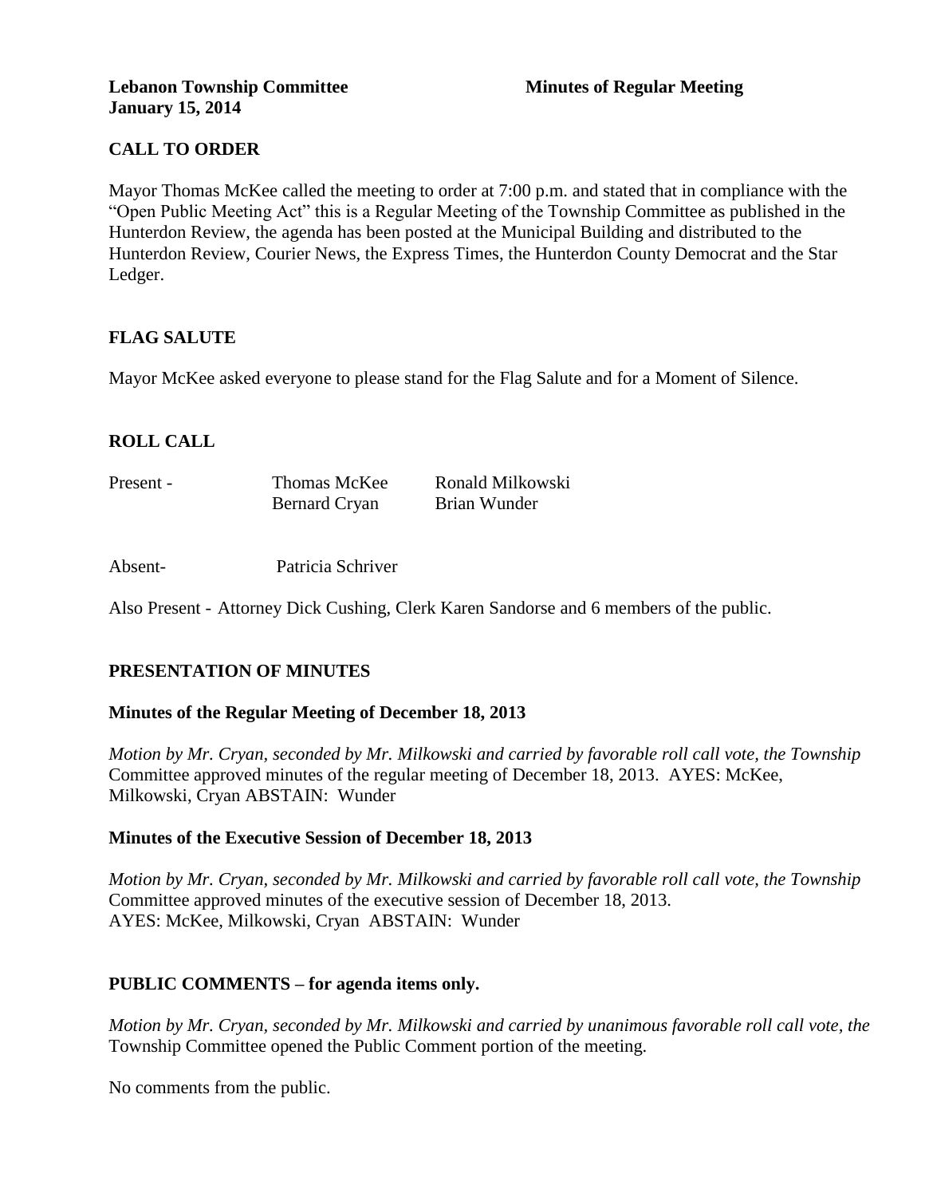**Lebanon Township Committee** **Minutes of Regular Meeting**
**January 15, 2014**

## CALL TO ORDER

Mayor Thomas McKee called the meeting to order at 7:00 p.m. and stated that in compliance with the "Open Public Meeting Act" this is a Regular Meeting of the Township Committee as published in the Hunterdon Review, the agenda has been posted at the Municipal Building and distributed to the Hunterdon Review, Courier News, the Express Times, the Hunterdon County Democrat and the Star Ledger.

## FLAG SALUTE

Mayor McKee asked everyone to please stand for the Flag Salute and for a Moment of Silence.

## ROLL CALL

| | | |
|---|---|---|
| Present - | Thomas McKee | Ronald Milkowski |
| | Bernard Cryan | Brian Wunder |

Absent- Patricia Schriver

Also Present - Attorney Dick Cushing, Clerk Karen Sandorse and 6 members of the public.

## PRESENTATION OF MINUTES

### Minutes of the Regular Meeting of December 18, 2013

*Motion by Mr. Cryan, seconded by Mr. Milkowski and carried by favorable roll call vote, the Township* Committee approved minutes of the regular meeting of December 18, 2013. AYES: McKee, Milkowski, Cryan ABSTAIN: Wunder

### Minutes of the Executive Session of December 18, 2013

*Motion by Mr. Cryan, seconded by Mr. Milkowski and carried by favorable roll call vote, the Township* Committee approved minutes of the executive session of December 18, 2013.
AYES: McKee, Milkowski, Cryan ABSTAIN: Wunder

## PUBLIC COMMENTS – for agenda items only.

*Motion by Mr. Cryan, seconded by Mr. Milkowski and carried by unanimous favorable roll call vote, the* Township Committee opened the Public Comment portion of the meeting.

No comments from the public.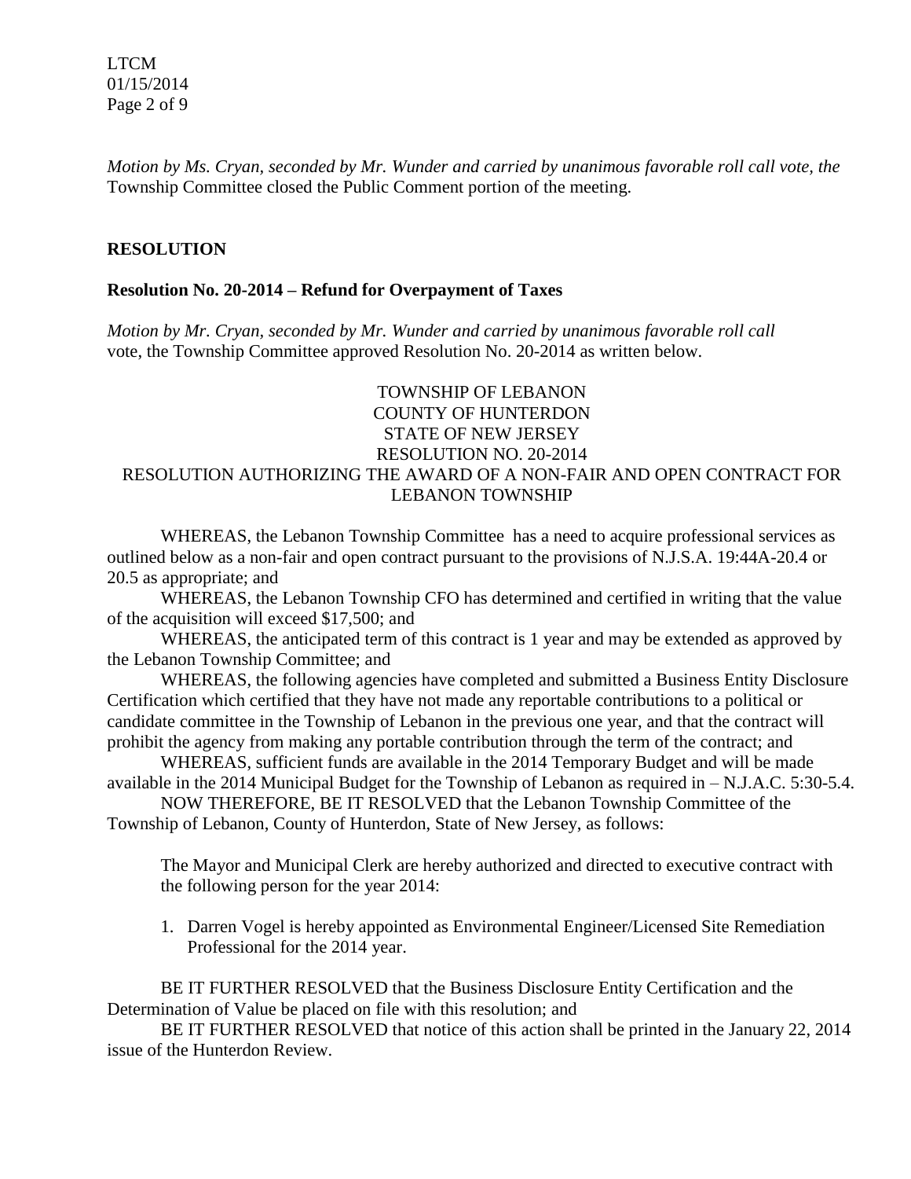*Motion by Ms. Cryan, seconded by Mr. Wunder and carried by unanimous favorable roll call vote, the* Township Committee closed the Public Comment portion of the meeting.

## RESOLUTION

### Resolution No. 20-2014 – Refund for Overpayment of Taxes

*Motion by Mr. Cryan, seconded by Mr. Wunder and carried by unanimous favorable roll call* vote, the Township Committee approved Resolution No. 20-2014 as written below.

TOWNSHIP OF LEBANON
COUNTY OF HUNTERDON
STATE OF NEW JERSEY
RESOLUTION NO. 20-2014
RESOLUTION AUTHORIZING THE AWARD OF A NON-FAIR AND OPEN CONTRACT FOR LEBANON TOWNSHIP

WHEREAS, the Lebanon Township Committee has a need to acquire professional services as outlined below as a non-fair and open contract pursuant to the provisions of N.J.S.A. 19:44A-20.4 or 20.5 as appropriate; and

WHEREAS, the Lebanon Township CFO has determined and certified in writing that the value of the acquisition will exceed $17,500; and

WHEREAS, the anticipated term of this contract is 1 year and may be extended as approved by the Lebanon Township Committee; and

WHEREAS, the following agencies have completed and submitted a Business Entity Disclosure Certification which certified that they have not made any reportable contributions to a political or candidate committee in the Township of Lebanon in the previous one year, and that the contract will prohibit the agency from making any portable contribution through the term of the contract; and

WHEREAS, sufficient funds are available in the 2014 Temporary Budget and will be made available in the 2014 Municipal Budget for the Township of Lebanon as required in – N.J.A.C. 5:30-5.4.

NOW THEREFORE, BE IT RESOLVED that the Lebanon Township Committee of the Township of Lebanon, County of Hunterdon, State of New Jersey, as follows:

The Mayor and Municipal Clerk are hereby authorized and directed to executive contract with the following person for the year 2014:

1. Darren Vogel is hereby appointed as Environmental Engineer/Licensed Site Remediation Professional for the 2014 year.

BE IT FURTHER RESOLVED that the Business Disclosure Entity Certification and the Determination of Value be placed on file with this resolution; and

BE IT FURTHER RESOLVED that notice of this action shall be printed in the January 22, 2014 issue of the Hunterdon Review.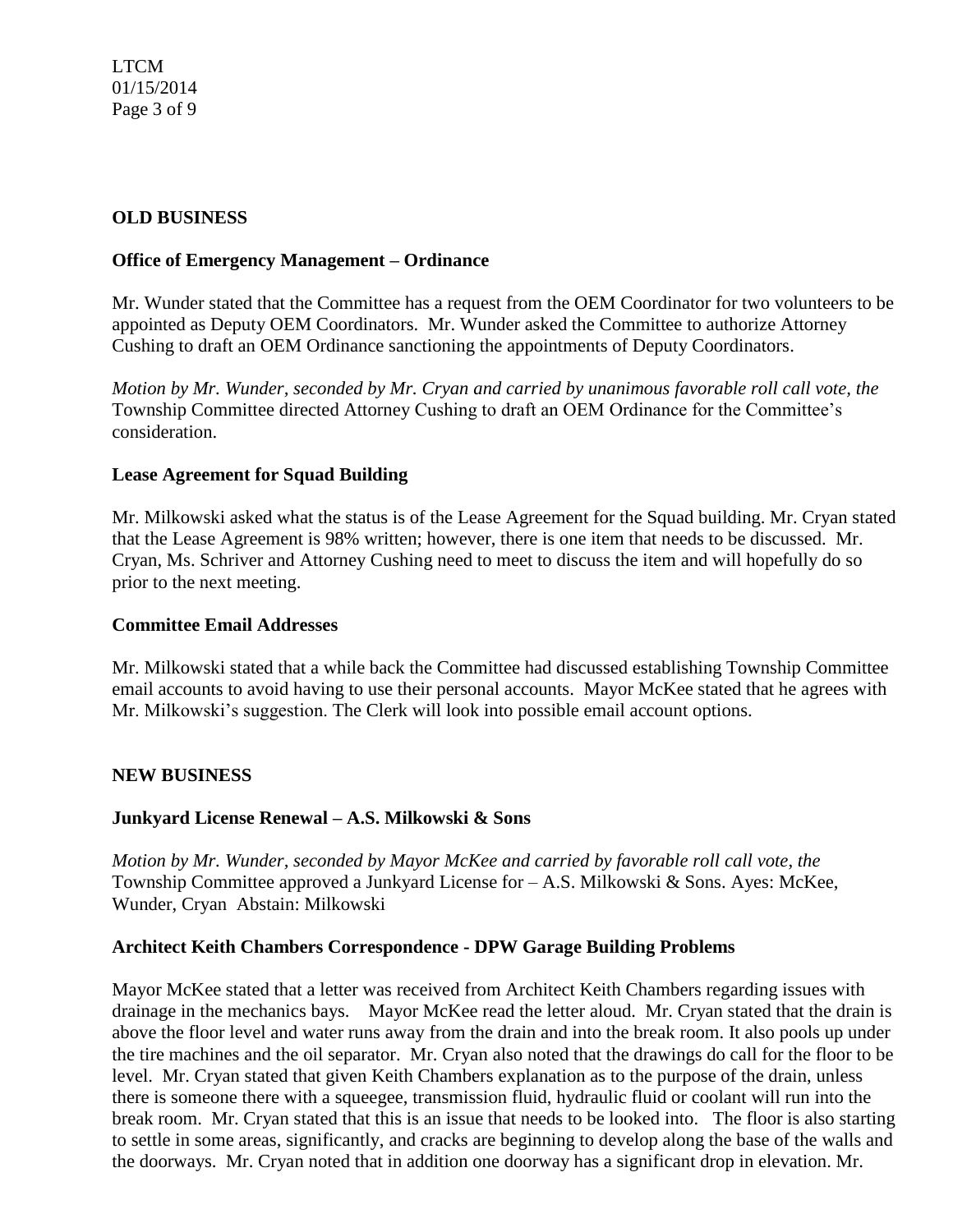## OLD BUSINESS

### Office of Emergency Management – Ordinance

Mr. Wunder stated that the Committee has a request from the OEM Coordinator for two volunteers to be appointed as Deputy OEM Coordinators. Mr. Wunder asked the Committee to authorize Attorney Cushing to draft an OEM Ordinance sanctioning the appointments of Deputy Coordinators.

*Motion by Mr. Wunder, seconded by Mr. Cryan and carried by unanimous favorable roll call vote, the* Township Committee directed Attorney Cushing to draft an OEM Ordinance for the Committee's consideration.

### Lease Agreement for Squad Building

Mr. Milkowski asked what the status is of the Lease Agreement for the Squad building. Mr. Cryan stated that the Lease Agreement is 98% written; however, there is one item that needs to be discussed. Mr. Cryan, Ms. Schriver and Attorney Cushing need to meet to discuss the item and will hopefully do so prior to the next meeting.

### Committee Email Addresses

Mr. Milkowski stated that a while back the Committee had discussed establishing Township Committee email accounts to avoid having to use their personal accounts. Mayor McKee stated that he agrees with Mr. Milkowski's suggestion. The Clerk will look into possible email account options.

## NEW BUSINESS

### Junkyard License Renewal – A.S. Milkowski & Sons

*Motion by Mr. Wunder, seconded by Mayor McKee and carried by favorable roll call vote, the* Township Committee approved a Junkyard License for – A.S. Milkowski & Sons. Ayes: McKee, Wunder, Cryan Abstain: Milkowski

### Architect Keith Chambers Correspondence - DPW Garage Building Problems

Mayor McKee stated that a letter was received from Architect Keith Chambers regarding issues with drainage in the mechanics bays. Mayor McKee read the letter aloud. Mr. Cryan stated that the drain is above the floor level and water runs away from the drain and into the break room. It also pools up under the tire machines and the oil separator. Mr. Cryan also noted that the drawings do call for the floor to be level. Mr. Cryan stated that given Keith Chambers explanation as to the purpose of the drain, unless there is someone there with a squeegee, transmission fluid, hydraulic fluid or coolant will run into the break room. Mr. Cryan stated that this is an issue that needs to be looked into. The floor is also starting to settle in some areas, significantly, and cracks are beginning to develop along the base of the walls and the doorways. Mr. Cryan noted that in addition one doorway has a significant drop in elevation. Mr.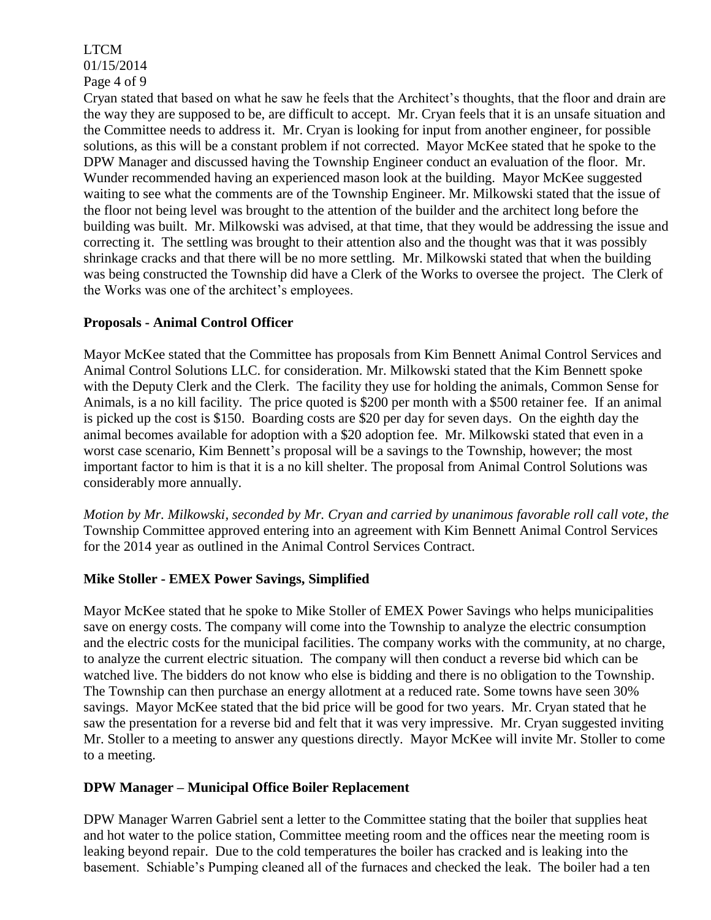Cryan stated that based on what he saw he feels that the Architect's thoughts, that the floor and drain are the way they are supposed to be, are difficult to accept. Mr. Cryan feels that it is an unsafe situation and the Committee needs to address it. Mr. Cryan is looking for input from another engineer, for possible solutions, as this will be a constant problem if not corrected. Mayor McKee stated that he spoke to the DPW Manager and discussed having the Township Engineer conduct an evaluation of the floor. Mr. Wunder recommended having an experienced mason look at the building. Mayor McKee suggested waiting to see what the comments are of the Township Engineer. Mr. Milkowski stated that the issue of the floor not being level was brought to the attention of the builder and the architect long before the building was built. Mr. Milkowski was advised, at that time, that they would be addressing the issue and correcting it. The settling was brought to their attention also and the thought was that it was possibly shrinkage cracks and that there will be no more settling. Mr. Milkowski stated that when the building was being constructed the Township did have a Clerk of the Works to oversee the project. The Clerk of the Works was one of the architect's employees.

**Proposals - Animal Control Officer**

Mayor McKee stated that the Committee has proposals from Kim Bennett Animal Control Services and Animal Control Solutions LLC. for consideration. Mr. Milkowski stated that the Kim Bennett spoke with the Deputy Clerk and the Clerk. The facility they use for holding the animals, Common Sense for Animals, is a no kill facility. The price quoted is $200 per month with a $500 retainer fee. If an animal is picked up the cost is $150. Boarding costs are $20 per day for seven days. On the eighth day the animal becomes available for adoption with a $20 adoption fee. Mr. Milkowski stated that even in a worst case scenario, Kim Bennett's proposal will be a savings to the Township, however; the most important factor to him is that it is a no kill shelter. The proposal from Animal Control Solutions was considerably more annually.

*Motion by Mr. Milkowski, seconded by Mr. Cryan and carried by unanimous favorable roll call vote, the* Township Committee approved entering into an agreement with Kim Bennett Animal Control Services for the 2014 year as outlined in the Animal Control Services Contract.

**Mike Stoller - EMEX Power Savings, Simplified**

Mayor McKee stated that he spoke to Mike Stoller of EMEX Power Savings who helps municipalities save on energy costs. The company will come into the Township to analyze the electric consumption and the electric costs for the municipal facilities. The company works with the community, at no charge, to analyze the current electric situation. The company will then conduct a reverse bid which can be watched live. The bidders do not know who else is bidding and there is no obligation to the Township. The Township can then purchase an energy allotment at a reduced rate. Some towns have seen 30% savings. Mayor McKee stated that the bid price will be good for two years. Mr. Cryan stated that he saw the presentation for a reverse bid and felt that it was very impressive. Mr. Cryan suggested inviting Mr. Stoller to a meeting to answer any questions directly. Mayor McKee will invite Mr. Stoller to come to a meeting.

**DPW Manager – Municipal Office Boiler Replacement**

DPW Manager Warren Gabriel sent a letter to the Committee stating that the boiler that supplies heat and hot water to the police station, Committee meeting room and the offices near the meeting room is leaking beyond repair. Due to the cold temperatures the boiler has cracked and is leaking into the basement. Schiable's Pumping cleaned all of the furnaces and checked the leak. The boiler had a ten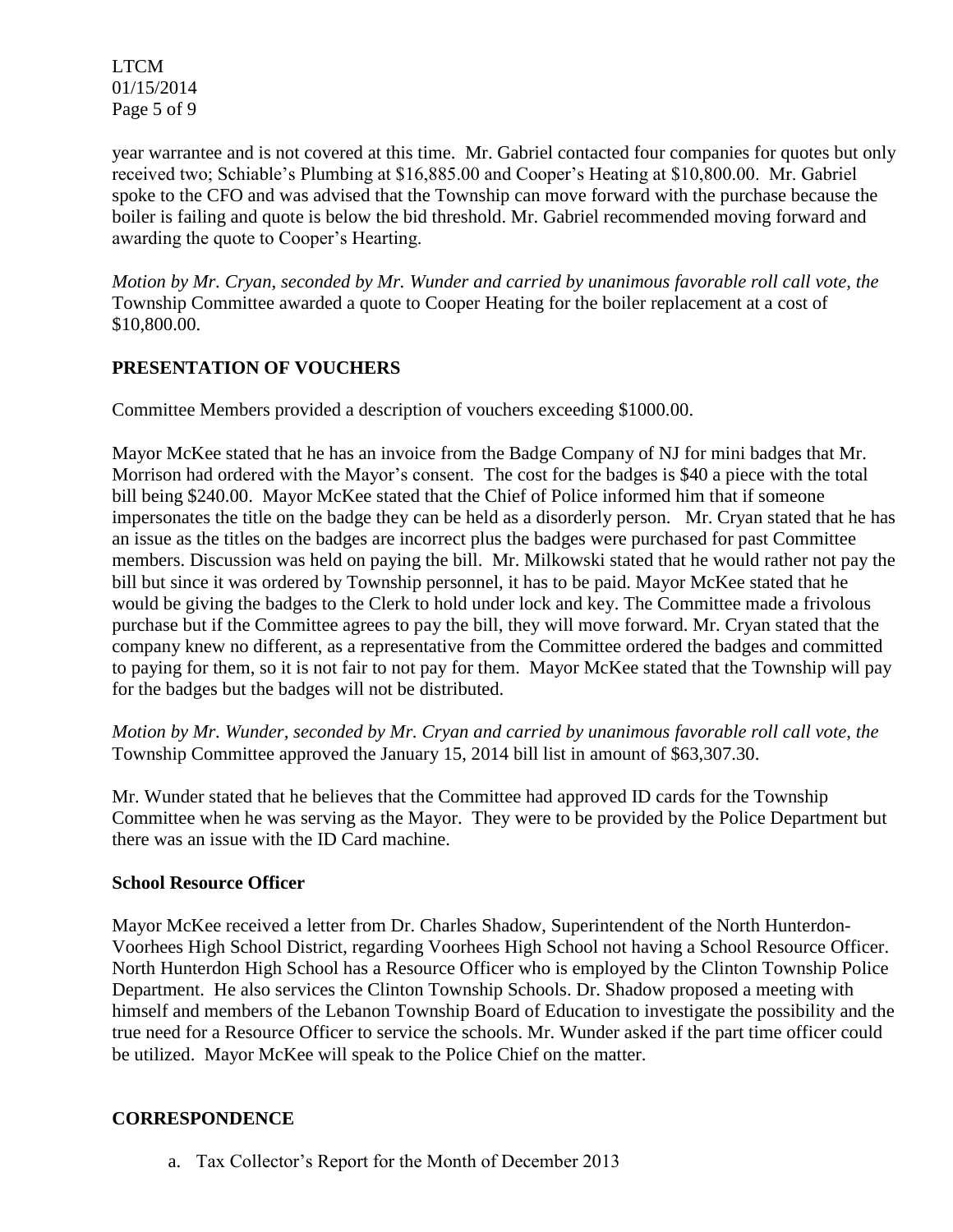year warrantee and is not covered at this time. Mr. Gabriel contacted four companies for quotes but only received two; Schiable's Plumbing at $16,885.00 and Cooper's Heating at $10,800.00. Mr. Gabriel spoke to the CFO and was advised that the Township can move forward with the purchase because the boiler is failing and quote is below the bid threshold. Mr. Gabriel recommended moving forward and awarding the quote to Cooper's Hearting.

*Motion by Mr. Cryan, seconded by Mr. Wunder and carried by unanimous favorable roll call vote, the* Township Committee awarded a quote to Cooper Heating for the boiler replacement at a cost of $10,800.00.

## PRESENTATION OF VOUCHERS

Committee Members provided a description of vouchers exceeding $1000.00.

Mayor McKee stated that he has an invoice from the Badge Company of NJ for mini badges that Mr. Morrison had ordered with the Mayor's consent. The cost for the badges is $40 a piece with the total bill being $240.00. Mayor McKee stated that the Chief of Police informed him that if someone impersonates the title on the badge they can be held as a disorderly person. Mr. Cryan stated that he has an issue as the titles on the badges are incorrect plus the badges were purchased for past Committee members. Discussion was held on paying the bill. Mr. Milkowski stated that he would rather not pay the bill but since it was ordered by Township personnel, it has to be paid. Mayor McKee stated that he would be giving the badges to the Clerk to hold under lock and key. The Committee made a frivolous purchase but if the Committee agrees to pay the bill, they will move forward. Mr. Cryan stated that the company knew no different, as a representative from the Committee ordered the badges and committed to paying for them, so it is not fair to not pay for them. Mayor McKee stated that the Township will pay for the badges but the badges will not be distributed.

*Motion by Mr. Wunder, seconded by Mr. Cryan and carried by unanimous favorable roll call vote, the* Township Committee approved the January 15, 2014 bill list in amount of $63,307.30.

Mr. Wunder stated that he believes that the Committee had approved ID cards for the Township Committee when he was serving as the Mayor. They were to be provided by the Police Department but there was an issue with the ID Card machine.

### School Resource Officer

Mayor McKee received a letter from Dr. Charles Shadow, Superintendent of the North Hunterdon-Voorhees High School District, regarding Voorhees High School not having a School Resource Officer. North Hunterdon High School has a Resource Officer who is employed by the Clinton Township Police Department. He also services the Clinton Township Schools. Dr. Shadow proposed a meeting with himself and members of the Lebanon Township Board of Education to investigate the possibility and the true need for a Resource Officer to service the schools. Mr. Wunder asked if the part time officer could be utilized. Mayor McKee will speak to the Police Chief on the matter.

## CORRESPONDENCE

a. Tax Collector's Report for the Month of December 2013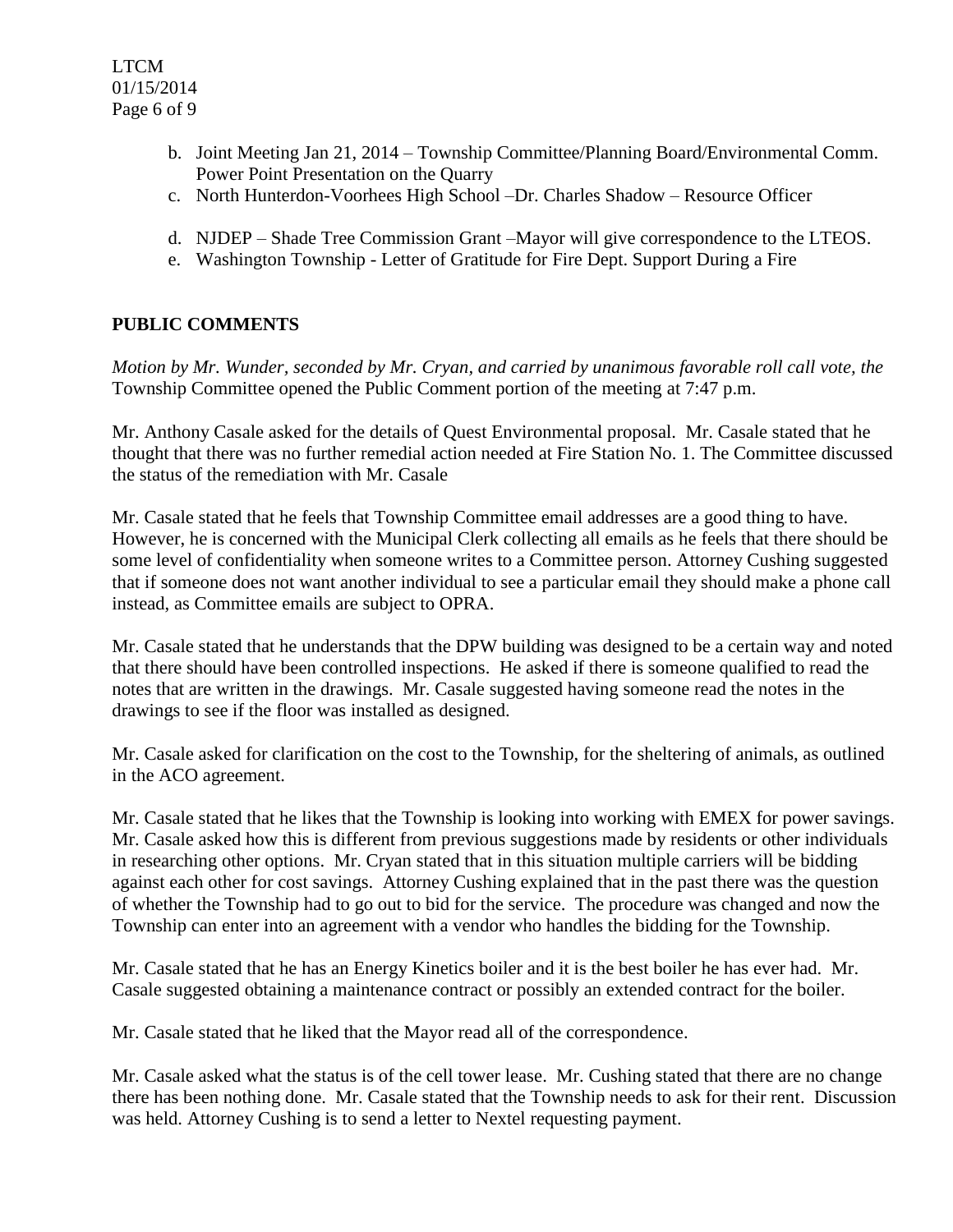b. Joint Meeting Jan 21, 2014 – Township Committee/Planning Board/Environmental Comm. Power Point Presentation on the Quarry
c. North Hunterdon-Voorhees High School –Dr. Charles Shadow – Resource Officer

d. NJDEP – Shade Tree Commission Grant –Mayor will give correspondence to the LTEOS.
e. Washington Township - Letter of Gratitude for Fire Dept. Support During a Fire

## PUBLIC COMMENTS

*Motion by Mr. Wunder, seconded by Mr. Cryan, and carried by unanimous favorable roll call vote, the* Township Committee opened the Public Comment portion of the meeting at 7:47 p.m.

Mr. Anthony Casale asked for the details of Quest Environmental proposal. Mr. Casale stated that he thought that there was no further remedial action needed at Fire Station No. 1. The Committee discussed the status of the remediation with Mr. Casale

Mr. Casale stated that he feels that Township Committee email addresses are a good thing to have. However, he is concerned with the Municipal Clerk collecting all emails as he feels that there should be some level of confidentiality when someone writes to a Committee person. Attorney Cushing suggested that if someone does not want another individual to see a particular email they should make a phone call instead, as Committee emails are subject to OPRA.

Mr. Casale stated that he understands that the DPW building was designed to be a certain way and noted that there should have been controlled inspections. He asked if there is someone qualified to read the notes that are written in the drawings. Mr. Casale suggested having someone read the notes in the drawings to see if the floor was installed as designed.

Mr. Casale asked for clarification on the cost to the Township, for the sheltering of animals, as outlined in the ACO agreement.

Mr. Casale stated that he likes that the Township is looking into working with EMEX for power savings. Mr. Casale asked how this is different from previous suggestions made by residents or other individuals in researching other options. Mr. Cryan stated that in this situation multiple carriers will be bidding against each other for cost savings. Attorney Cushing explained that in the past there was the question of whether the Township had to go out to bid for the service. The procedure was changed and now the Township can enter into an agreement with a vendor who handles the bidding for the Township.

Mr. Casale stated that he has an Energy Kinetics boiler and it is the best boiler he has ever had. Mr. Casale suggested obtaining a maintenance contract or possibly an extended contract for the boiler.

Mr. Casale stated that he liked that the Mayor read all of the correspondence.

Mr. Casale asked what the status is of the cell tower lease. Mr. Cushing stated that there are no change there has been nothing done. Mr. Casale stated that the Township needs to ask for their rent. Discussion was held. Attorney Cushing is to send a letter to Nextel requesting payment.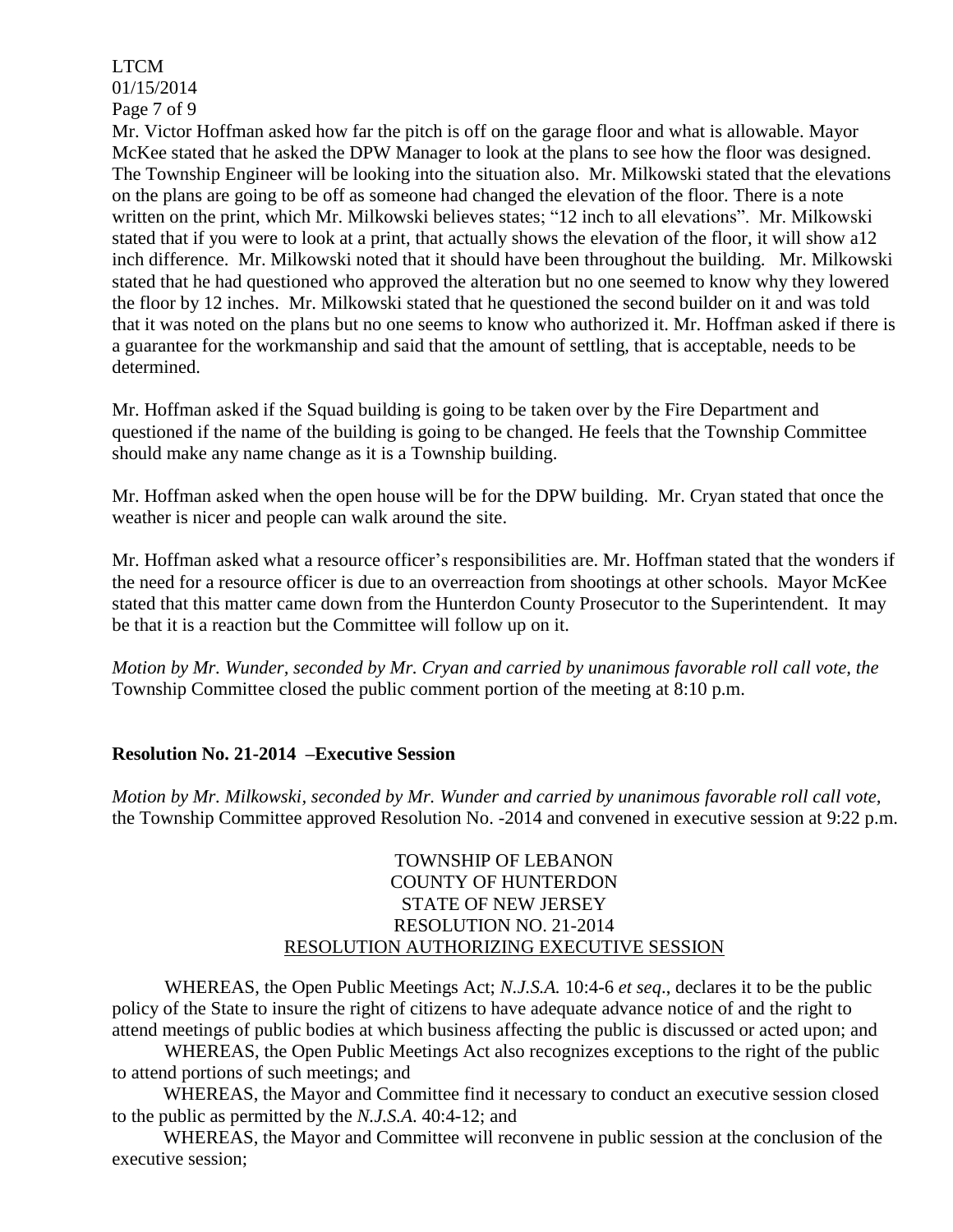Mr. Victor Hoffman asked how far the pitch is off on the garage floor and what is allowable. Mayor McKee stated that he asked the DPW Manager to look at the plans to see how the floor was designed. The Township Engineer will be looking into the situation also. Mr. Milkowski stated that the elevations on the plans are going to be off as someone had changed the elevation of the floor. There is a note written on the print, which Mr. Milkowski believes states; "12 inch to all elevations". Mr. Milkowski stated that if you were to look at a print, that actually shows the elevation of the floor, it will show a12 inch difference. Mr. Milkowski noted that it should have been throughout the building. Mr. Milkowski stated that he had questioned who approved the alteration but no one seemed to know why they lowered the floor by 12 inches. Mr. Milkowski stated that he questioned the second builder on it and was told that it was noted on the plans but no one seems to know who authorized it. Mr. Hoffman asked if there is a guarantee for the workmanship and said that the amount of settling, that is acceptable, needs to be determined.

Mr. Hoffman asked if the Squad building is going to be taken over by the Fire Department and questioned if the name of the building is going to be changed. He feels that the Township Committee should make any name change as it is a Township building.

Mr. Hoffman asked when the open house will be for the DPW building. Mr. Cryan stated that once the weather is nicer and people can walk around the site.

Mr. Hoffman asked what a resource officer's responsibilities are. Mr. Hoffman stated that the wonders if the need for a resource officer is due to an overreaction from shootings at other schools. Mayor McKee stated that this matter came down from the Hunterdon County Prosecutor to the Superintendent. It may be that it is a reaction but the Committee will follow up on it.

*Motion by Mr. Wunder, seconded by Mr. Cryan and carried by unanimous favorable roll call vote, the* Township Committee closed the public comment portion of the meeting at 8:10 p.m.

**Resolution No. 21-2014 –Executive Session**

*Motion by Mr. Milkowski, seconded by Mr. Wunder and carried by unanimous favorable roll call vote,* the Township Committee approved Resolution No. -2014 and convened in executive session at 9:22 p.m.

TOWNSHIP OF LEBANON
COUNTY OF HUNTERDON
STATE OF NEW JERSEY
RESOLUTION NO. 21-2014
RESOLUTION AUTHORIZING EXECUTIVE SESSION

WHEREAS, the Open Public Meetings Act; *N.J.S.A.* 10:4-6 *et seq.*, declares it to be the public policy of the State to insure the right of citizens to have adequate advance notice of and the right to attend meetings of public bodies at which business affecting the public is discussed or acted upon; and

WHEREAS, the Open Public Meetings Act also recognizes exceptions to the right of the public to attend portions of such meetings; and

WHEREAS, the Mayor and Committee find it necessary to conduct an executive session closed to the public as permitted by the *N.J.S.A*. 40:4-12; and

WHEREAS, the Mayor and Committee will reconvene in public session at the conclusion of the executive session;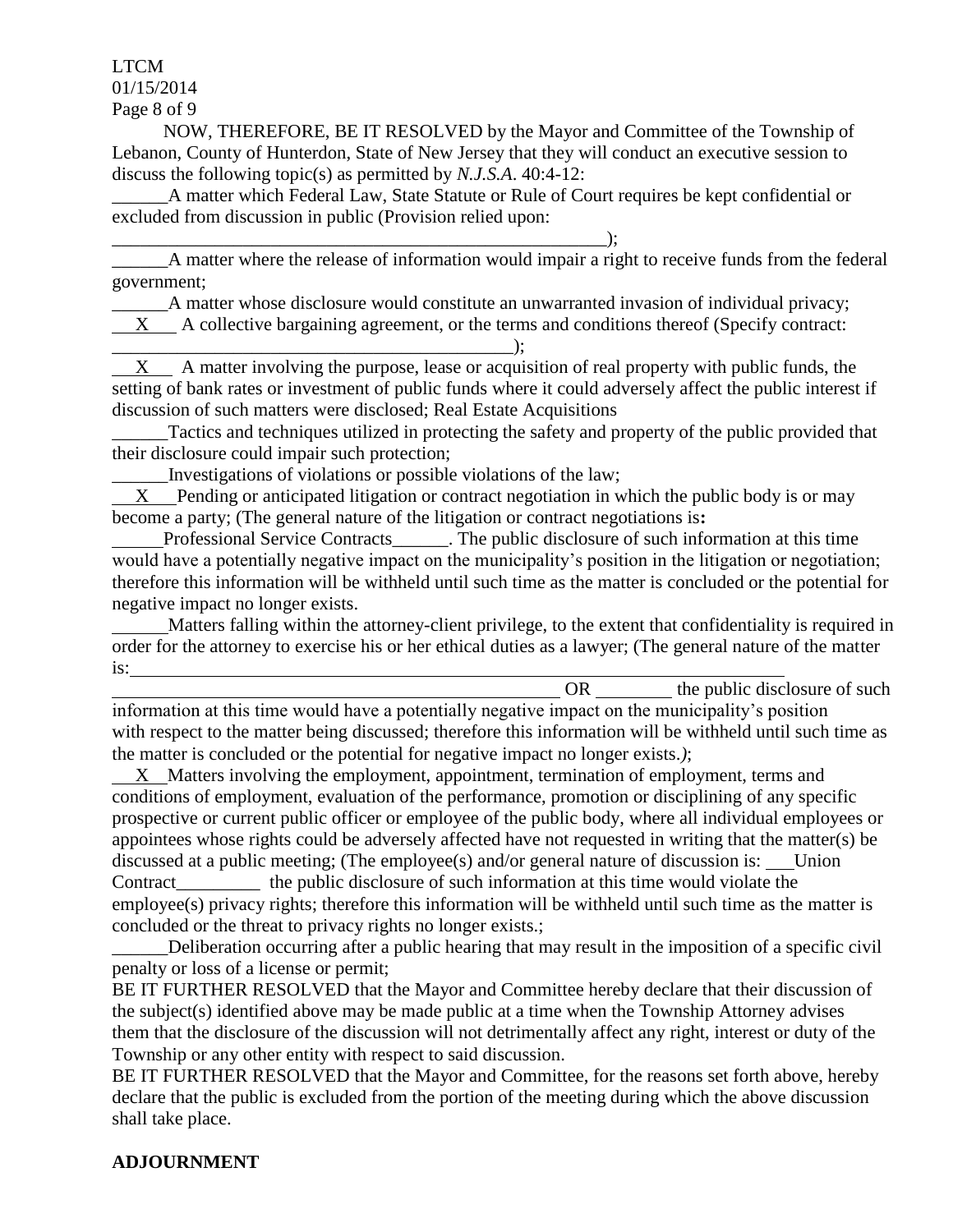NOW, THEREFORE, BE IT RESOLVED by the Mayor and Committee of the Township of Lebanon, County of Hunterdon, State of New Jersey that they will conduct an executive session to discuss the following topic(s) as permitted by *N.J.S.A.* 40:4-12:

______A matter which Federal Law, State Statute or Rule of Court requires be kept confidential or excluded from discussion in public (Provision relied upon: ________________________________________________________);

______A matter where the release of information would impair a right to receive funds from the federal government;

______A matter whose disclosure would constitute an unwarranted invasion of individual privacy;

__X__ A collective bargaining agreement, or the terms and conditions thereof (Specify contract: ____________________________________________);

__X__ A matter involving the purpose, lease or acquisition of real property with public funds, the setting of bank rates or investment of public funds where it could adversely affect the public interest if discussion of such matters were disclosed; Real Estate Acquisitions

______Tactics and techniques utilized in protecting the safety and property of the public provided that their disclosure could impair such protection;

______Investigations of violations or possible violations of the law;

__X__ Pending or anticipated litigation or contract negotiation in which the public body is or may become a party; (The general nature of the litigation or contract negotiations is**:**

______Professional Service Contracts______. The public disclosure of such information at this time would have a potentially negative impact on the municipality's position in the litigation or negotiation; therefore this information will be withheld until such time as the matter is concluded or the potential for negative impact no longer exists.

______Matters falling within the attorney-client privilege, to the extent that confidentiality is required in order for the attorney to exercise his or her ethical duties as a lawyer; (The general nature of the matter is:________________________________________________________________________ ________________________________________________ OR ________ the public disclosure of such information at this time would have a potentially negative impact on the municipality's position with respect to the matter being discussed; therefore this information will be withheld until such time as the matter is concluded or the potential for negative impact no longer exists.*)*;

__X__ Matters involving the employment, appointment, termination of employment, terms and conditions of employment, evaluation of the performance, promotion or disciplining of any specific prospective or current public officer or employee of the public body, where all individual employees or appointees whose rights could be adversely affected have not requested in writing that the matter(s) be discussed at a public meeting; (The employee(s) and/or general nature of discussion is: ___Union Contract_________ the public disclosure of such information at this time would violate the employee(s) privacy rights; therefore this information will be withheld until such time as the matter is concluded or the threat to privacy rights no longer exists.;

______Deliberation occurring after a public hearing that may result in the imposition of a specific civil penalty or loss of a license or permit;

BE IT FURTHER RESOLVED that the Mayor and Committee hereby declare that their discussion of the subject(s) identified above may be made public at a time when the Township Attorney advises them that the disclosure of the discussion will not detrimentally affect any right, interest or duty of the Township or any other entity with respect to said discussion.

BE IT FURTHER RESOLVED that the Mayor and Committee, for the reasons set forth above, hereby declare that the public is excluded from the portion of the meeting during which the above discussion shall take place.

**ADJOURNMENT**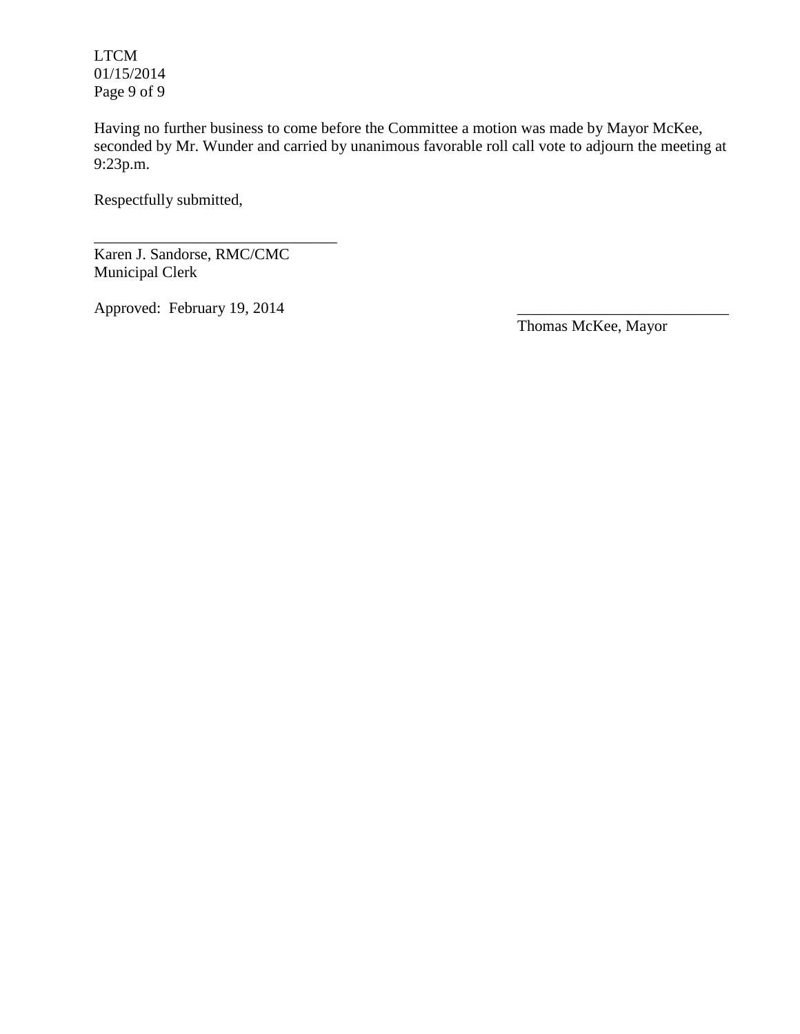Having no further business to come before the Committee a motion was made by Mayor McKee, seconded by Mr. Wunder and carried by unanimous favorable roll call vote to adjourn the meeting at 9:23p.m.

Respectfully submitted,

________________________________
Karen J. Sandorse, RMC/CMC
Municipal Clerk

Approved: February 19, 2014

____________________________
Thomas McKee, Mayor